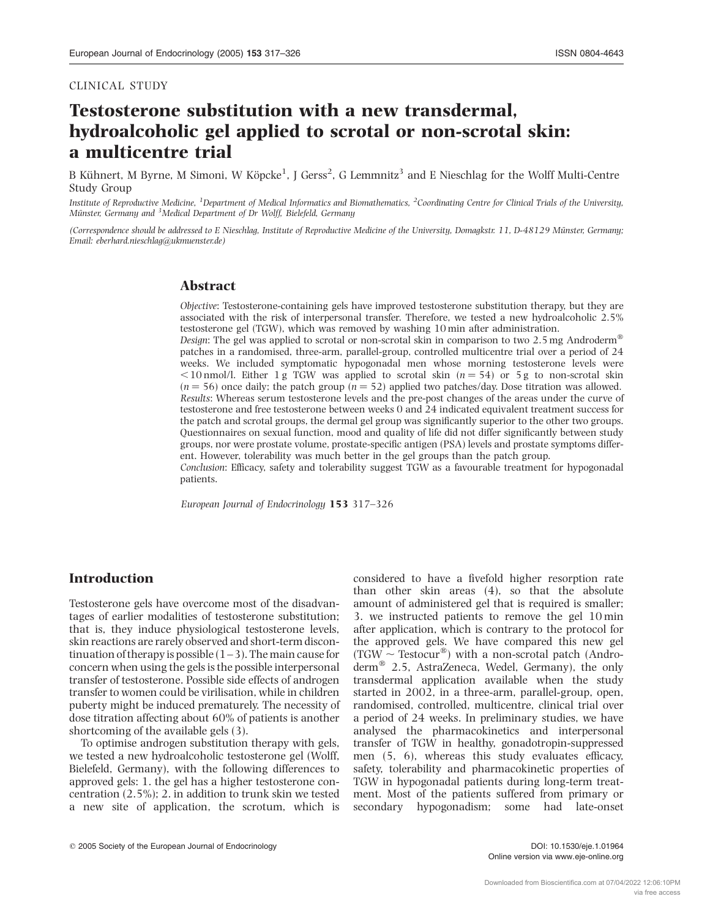CLINICAL STUDY

# Testosterone substitution with a new transdermal, hydroalcoholic gel applied to scrotal or non-scrotal skin: a multicentre trial

B Kühnert, M Byrne, M Simoni, W Köpcke[1], J Gerss[2], G Lemmnitz[3] and E Nieschlag for the Wolff Multi-Centre Study Group

*Institute of Reproductive Medicine, [1]Department of Medical Informatics and Biomathematics, [2]Coordinating Centre for Clinical Trials of the University, Münster, Germany and [3]Medical Department of Dr Wolff, Bielefeld, Germany*

*(Correspondence should be addressed to E Nieschlag, Institute of Reproductive Medicine of the University, Domagkstr. 11, D-48129 Münster, Germany; Email: eberhard.nieschlag@ukmuenster.de)*

## Abstract

*Objective*: Testosterone-containing gels have improved testosterone substitution therapy, but they are associated with the risk of interpersonal transfer. Therefore, we tested a new hydroalcoholic 2.5% testosterone gel (TGW), which was removed by washing 10 min after administration.

*Design*: The gel was applied to scrotal or non-scrotal skin in comparison to two 2.5 mg Androderm® patches in a randomised, three-arm, parallel-group, controlled multicentre trial over a period of 24 weeks. We included symptomatic hypogonadal men whose morning testosterone levels were $<10$ nmol/l. Either 1 g TGW was applied to scrotal skin ($n = 54$) or 5 g to non-scrotal skin ($n = 56$) once daily; the patch group ($n = 52$) applied two patches/day. Dose titration was allowed.

*Results*: Whereas serum testosterone levels and the pre-post changes of the areas under the curve of testosterone and free testosterone between weeks 0 and 24 indicated equivalent treatment success for the patch and scrotal groups, the dermal gel group was significantly superior to the other two groups. Questionnaires on sexual function, mood and quality of life did not differ significantly between study groups, nor were prostate volume, prostate-specific antigen (PSA) levels and prostate symptoms different. However, tolerability was much better in the gel groups than the patch group.

*Conclusion*: Efficacy, safety and tolerability suggest TGW as a favourable treatment for hypogonadal patients.

*European Journal of Endocrinology* **153** 317–326

## Introduction

Testosterone gels have overcome most of the disadvantages of earlier modalities of testosterone substitution; that is, they induce physiological testosterone levels, skin reactions are rarely observed and short-term discontinuation of therapy is possible (1–3). The main cause for concern when using the gels is the possible interpersonal transfer of testosterone. Possible side effects of androgen transfer to women could be virilisation, while in children puberty might be induced prematurely. The necessity of dose titration affecting about 60% of patients is another shortcoming of the available gels (3).

To optimise androgen substitution therapy with gels, we tested a new hydroalcoholic testosterone gel (Wolff, Bielefeld, Germany), with the following differences to approved gels: 1. the gel has a higher testosterone concentration (2.5%); 2. in addition to trunk skin we tested a new site of application, the scrotum, which is considered to have a fivefold higher resorption rate than other skin areas (4), so that the absolute amount of administered gel that is required is smaller; 3. we instructed patients to remove the gel 10 min after application, which is contrary to the protocol for the approved gels. We have compared this new gel (TGW ~ Testocur®) with a non-scrotal patch (Androderm® 2.5, AstraZeneca, Wedel, Germany), the only transdermal application available when the study started in 2002, in a three-arm, parallel-group, open, randomised, controlled, multicentre, clinical trial over a period of 24 weeks. In preliminary studies, we have analysed the pharmacokinetics and interpersonal transfer of TGW in healthy, gonadotropin-suppressed men (5, 6), whereas this study evaluates efficacy, safety, tolerability and pharmacokinetic properties of TGW in hypogonadal patients during long-term treatment. Most of the patients suffered from primary or secondary hypogonadism; some had late-onset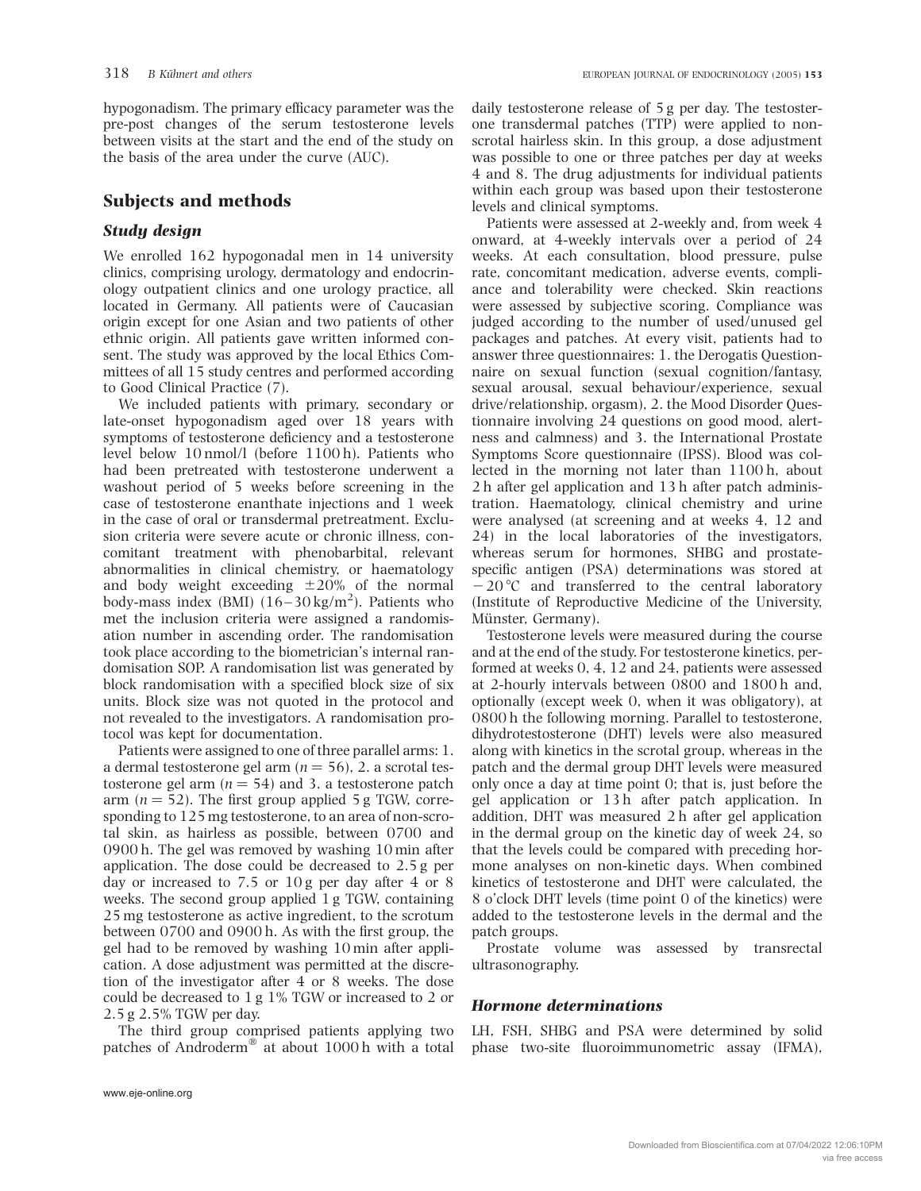hypogonadism. The primary efficacy parameter was the pre-post changes of the serum testosterone levels between visits at the start and the end of the study on the basis of the area under the curve (AUC).

## Subjects and methods

### *Study design*

We enrolled 162 hypogonadal men in 14 university clinics, comprising urology, dermatology and endocrinology outpatient clinics and one urology practice, all located in Germany. All patients were of Caucasian origin except for one Asian and two patients of other ethnic origin. All patients gave written informed consent. The study was approved by the local Ethics Committees of all 15 study centres and performed according to Good Clinical Practice (7).

We included patients with primary, secondary or late-onset hypogonadism aged over 18 years with symptoms of testosterone deficiency and a testosterone level below 10 nmol/l (before 1100 h). Patients who had been pretreated with testosterone underwent a washout period of 5 weeks before screening in the case of testosterone enanthate injections and 1 week in the case of oral or transdermal pretreatment. Exclusion criteria were severe acute or chronic illness, concomitant treatment with phenobarbital, relevant abnormalities in clinical chemistry, or haematology and body weight exceeding ±20% of the normal body-mass index (BMI) (16–30 kg/m$^2$). Patients who met the inclusion criteria were assigned a randomisation number in ascending order. The randomisation took place according to the biometrician's internal randomisation SOP. A randomisation list was generated by block randomisation with a specified block size of six units. Block size was not quoted in the protocol and not revealed to the investigators. A randomisation protocol was kept for documentation.

Patients were assigned to one of three parallel arms: 1. a dermal testosterone gel arm ($n = 56$), 2. a scrotal testosterone gel arm ($n = 54$) and 3. a testosterone patch arm ($n = 52$). The first group applied 5 g TGW, corresponding to 125 mg testosterone, to an area of non-scrotal skin, as hairless as possible, between 0700 and 0900 h. The gel was removed by washing 10 min after application. The dose could be decreased to 2.5 g per day or increased to 7.5 or 10 g per day after 4 or 8 weeks. The second group applied 1 g TGW, containing 25 mg testosterone as active ingredient, to the scrotum between 0700 and 0900 h. As with the first group, the gel had to be removed by washing 10 min after application. A dose adjustment was permitted at the discretion of the investigator after 4 or 8 weeks. The dose could be decreased to 1 g 1% TGW or increased to 2 or 2.5 g 2.5% TGW per day.

The third group comprised patients applying two patches of Androderm® at about 1000 h with a total daily testosterone release of 5 g per day. The testosterone transdermal patches (TTP) were applied to non-scrotal hairless skin. In this group, a dose adjustment was possible to one or three patches per day at weeks 4 and 8. The drug adjustments for individual patients within each group was based upon their testosterone levels and clinical symptoms.

Patients were assessed at 2-weekly and, from week 4 onward, at 4-weekly intervals over a period of 24 weeks. At each consultation, blood pressure, pulse rate, concomitant medication, adverse events, compliance and tolerability were checked. Skin reactions were assessed by subjective scoring. Compliance was judged according to the number of used/unused gel packages and patches. At every visit, patients had to answer three questionnaires: 1. the Derogatis Questionnaire on sexual function (sexual cognition/fantasy, sexual arousal, sexual behaviour/experience, sexual drive/relationship, orgasm), 2. the Mood Disorder Questionnaire involving 24 questions on good mood, alertness and calmness) and 3. the International Prostate Symptoms Score questionnaire (IPSS). Blood was collected in the morning not later than 1100 h, about 2 h after gel application and 13 h after patch administration. Haematology, clinical chemistry and urine were analysed (at screening and at weeks 4, 12 and 24) in the local laboratories of the investigators, whereas serum for hormones, SHBG and prostate-specific antigen (PSA) determinations was stored at −20 °C and transferred to the central laboratory (Institute of Reproductive Medicine of the University, Münster, Germany).

Testosterone levels were measured during the course and at the end of the study. For testosterone kinetics, performed at weeks 0, 4, 12 and 24, patients were assessed at 2-hourly intervals between 0800 and 1800 h and, optionally (except week 0, when it was obligatory), at 0800 h the following morning. Parallel to testosterone, dihydrotestosterone (DHT) levels were also measured along with kinetics in the scrotal group, whereas in the patch and the dermal group DHT levels were measured only once a day at time point 0; that is, just before the gel application or 13 h after patch application. In addition, DHT was measured 2 h after gel application in the dermal group on the kinetic day of week 24, so that the levels could be compared with preceding hormone analyses on non-kinetic days. When combined kinetics of testosterone and DHT were calculated, the 8 o'clock DHT levels (time point 0 of the kinetics) were added to the testosterone levels in the dermal and the patch groups.

Prostate volume was assessed by transrectal ultrasonography.

### *Hormone determinations*

LH, FSH, SHBG and PSA were determined by solid phase two-site fluoroimmunometric assay (IFMA),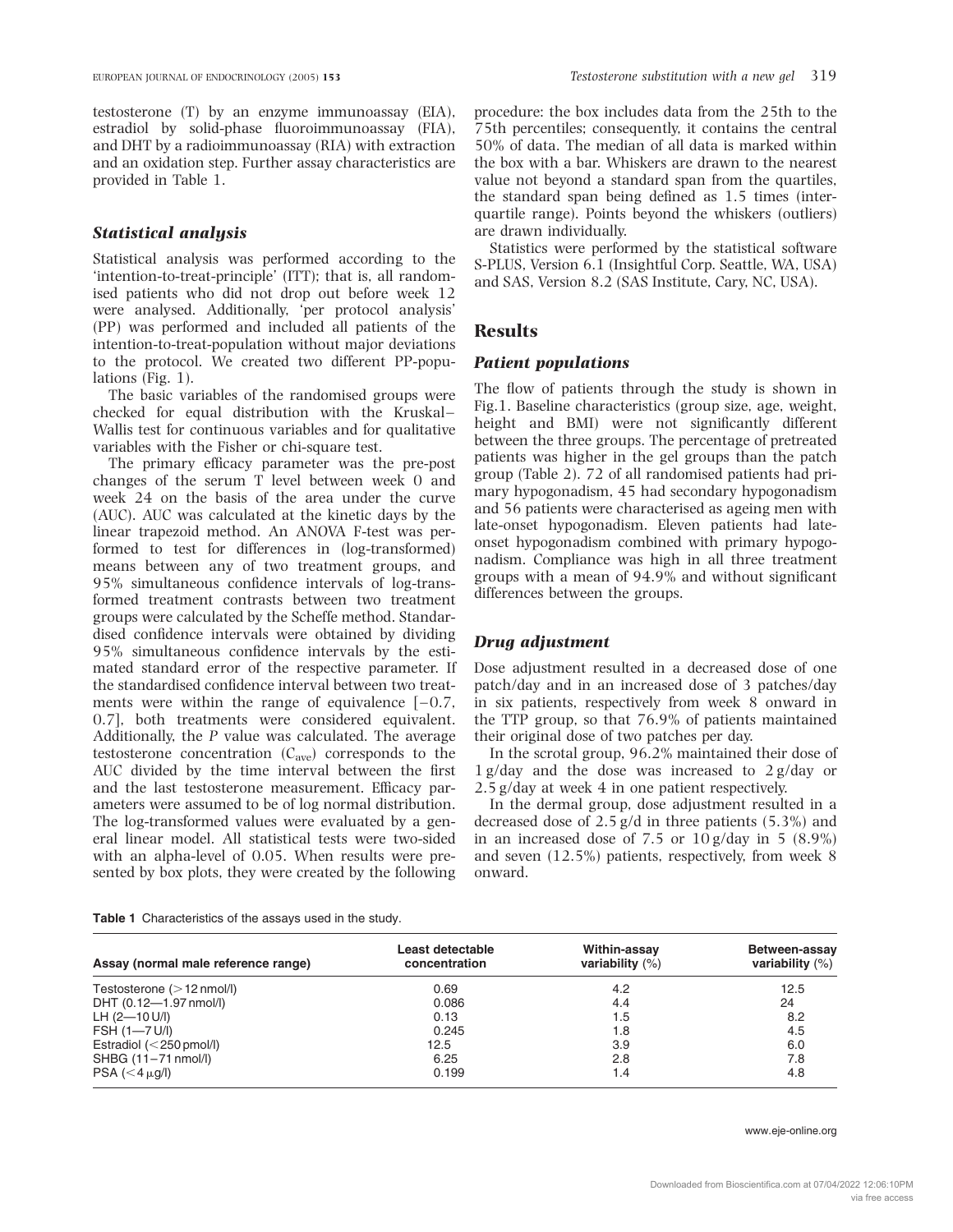testosterone (T) by an enzyme immunoassay (EIA), estradiol by solid-phase fluoroimmunoassay (FIA), and DHT by a radioimmunoassay (RIA) with extraction and an oxidation step. Further assay characteristics are provided in Table 1.

### *Statistical analysis*

Statistical analysis was performed according to the 'intention-to-treat-principle' (ITT); that is, all randomised patients who did not drop out before week 12 were analysed. Additionally, 'per protocol analysis' (PP) was performed and included all patients of the intention-to-treat-population without major deviations to the protocol. We created two different PP-populations (Fig. 1).

The basic variables of the randomised groups were checked for equal distribution with the Kruskal–Wallis test for continuous variables and for qualitative variables with the Fisher or chi-square test.

The primary efficacy parameter was the pre-post changes of the serum T level between week 0 and week 24 on the basis of the area under the curve (AUC). AUC was calculated at the kinetic days by the linear trapezoid method. An ANOVA F-test was performed to test for differences in (log-transformed) means between any of two treatment groups, and 95% simultaneous confidence intervals of log-transformed treatment contrasts between two treatment groups were calculated by the Scheffe method. Standardised confidence intervals were obtained by dividing 95% simultaneous confidence intervals by the estimated standard error of the respective parameter. If the standardised confidence interval between two treatments were within the range of equivalence [−0.7, 0.7], both treatments were considered equivalent. Additionally, the *P* value was calculated. The average testosterone concentration ($C_{ave}$) corresponds to the AUC divided by the time interval between the first and the last testosterone measurement. Efficacy parameters were assumed to be of log normal distribution. The log-transformed values were evaluated by a general linear model. All statistical tests were two-sided with an alpha-level of 0.05. When results were presented by box plots, they were created by the following procedure: the box includes data from the 25th to the 75th percentiles; consequently, it contains the central 50% of data. The median of all data is marked within the box with a bar. Whiskers are drawn to the nearest value not beyond a standard span from the quartiles, the standard span being defined as 1.5 times (interquartile range). Points beyond the whiskers (outliers) are drawn individually.

Statistics were performed by the statistical software S-PLUS, Version 6.1 (Insightful Corp. Seattle, WA, USA) and SAS, Version 8.2 (SAS Institute, Cary, NC, USA).

## Results

### *Patient populations*

The flow of patients through the study is shown in Fig.1. Baseline characteristics (group size, age, weight, height and BMI) were not significantly different between the three groups. The percentage of pretreated patients was higher in the gel groups than the patch group (Table 2). 72 of all randomised patients had primary hypogonadism, 45 had secondary hypogonadism and 56 patients were characterised as ageing men with late-onset hypogonadism. Eleven patients had late-onset hypogonadism combined with primary hypogonadism. Compliance was high in all three treatment groups with a mean of 94.9% and without significant differences between the groups.

### *Drug adjustment*

Dose adjustment resulted in a decreased dose of one patch/day and in an increased dose of 3 patches/day in six patients, respectively from week 8 onward in the TTP group, so that 76.9% of patients maintained their original dose of two patches per day.

In the scrotal group, 96.2% maintained their dose of 1 g/day and the dose was increased to 2 g/day or 2.5 g/day at week 4 in one patient respectively.

In the dermal group, dose adjustment resulted in a decreased dose of 2.5 g/d in three patients (5.3%) and in an increased dose of 7.5 or 10 g/day in 5 (8.9%) and seven (12.5%) patients, respectively, from week 8 onward.

**Table 1** Characteristics of the assays used in the study.

| Assay (normal male reference range) | Least detectable concentration | Within-assay variability (%) | Between-assay variability (%) |
|---|---|---|---|
| Testosterone (>12 nmol/l) | 0.69 | 4.2 | 12.5 |
| DHT (0.12—1.97 nmol/l) | 0.086 | 4.4 | 24 |
| LH (2—10 U/l) | 0.13 | 1.5 | 8.2 |
| FSH (1—7 U/l) | 0.245 | 1.8 | 4.5 |
| Estradiol (<250 pmol/l) | 12.5 | 3.9 | 6.0 |
| SHBG (11–71 nmol/l) | 6.25 | 2.8 | 7.8 |
| PSA (<4 μg/l) | 0.199 | 1.4 | 4.8 |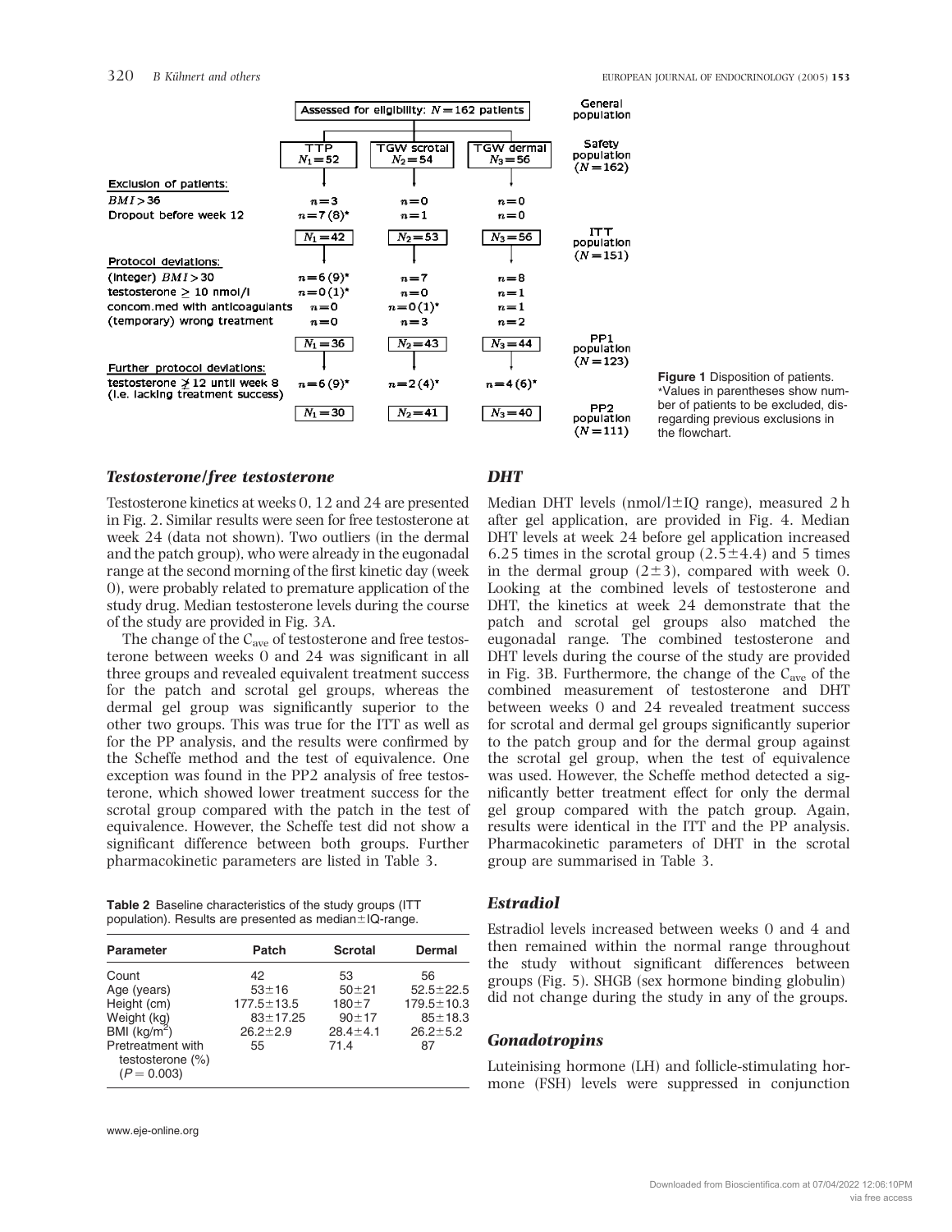| | TTP | TGW scrotal | TGW dermal | |
|---|---|---|---|---|
| Assessed for eligibility: $N = 162$ patients | | | | General population |
| | $N_1 = 52$ | $N_2 = 54$ | $N_3 = 56$ | Safety population ($N = 162$) |
| **Exclusion of patients:** | | | | |
| $BMI > 36$ | $n = 3$ | $n = 0$ | $n = 0$ | |
| Dropout before week 12 | $n = 7$ (8)* | $n = 1$ | $n = 0$ | |
| | $N_1 = 42$ | $N_2 = 53$ | $N_3 = 56$ | ITT population ($N = 151$) |
| **Protocol deviations:** | | | | |
| (integer) $BMI > 30$ | $n = 6$ (9)* | $n = 7$ | $n = 8$ | |
| testosterone ≥ 10 nmol/l | $n = 0$ (1)* | $n = 0$ | $n = 1$ | |
| concom.med with anticoagulants | $n = 0$ | $n = 0$ (1)* | $n = 1$ | |
| (temporary) wrong treatment | $n = 0$ | $n = 3$ | $n = 2$ | |
| | $N_1 = 36$ | $N_2 = 43$ | $N_3 = 44$ | PP1 population ($N = 123$) |
| **Further protocol deviations:** | | | | |
| testosterone ≯ 12 until week 8 (i.e. lacking treatment success) | $n = 6$ (9)* | $n = 2$ (4)* | $n = 4$ (6)* | |
| | $N_1 = 30$ | $N_2 = 41$ | $N_3 = 40$ | PP2 population ($N = 111$) |

**Figure 1** Disposition of patients. *Values in parentheses show number of patients to be excluded, disregarding previous exclusions in the flowchart.

### *Testosterone/free testosterone*

Testosterone kinetics at weeks 0, 12 and 24 are presented in Fig. 2. Similar results were seen for free testosterone at week 24 (data not shown). Two outliers (in the dermal and the patch group), who were already in the eugonadal range at the second morning of the first kinetic day (week 0), were probably related to premature application of the study drug. Median testosterone levels during the course of the study are provided in Fig. 3A.

The change of the $C_{ave}$ of testosterone and free testosterone between weeks 0 and 24 was significant in all three groups and revealed equivalent treatment success for the patch and scrotal gel groups, whereas the dermal gel group was significantly superior to the other two groups. This was true for the ITT as well as for the PP analysis, and the results were confirmed by the Scheffe method and the test of equivalence. One exception was found in the PP2 analysis of free testosterone, which showed lower treatment success for the scrotal group compared with the patch in the test of equivalence. However, the Scheffe test did not show a significant difference between both groups. Further pharmacokinetic parameters are listed in Table 3.

**Table 2** Baseline characteristics of the study groups (ITT population). Results are presented as median±IQ-range.

| Parameter | Patch | Scrotal | Dermal |
|---|---|---|---|
| Count | 42 | 53 | 56 |
| Age (years) | 53±16 | 50±21 | 52.5±22.5 |
| Height (cm) | 177.5±13.5 | 180±7 | 179.5±10.3 |
| Weight (kg) | 83±17.25 | 90±17 | 85±18.3 |
| BMI (kg/m$^2$) | 26.2±2.9 | 28.4±4.1 | 26.2±5.2 |
| Pretreatment with testosterone (%) ($P = 0.003$) | 55 | 71.4 | 87 |

### *DHT*

Median DHT levels (nmol/l±IQ range), measured 2 h after gel application, are provided in Fig. 4. Median DHT levels at week 24 before gel application increased 6.25 times in the scrotal group (2.5±4.4) and 5 times in the dermal group (2±3), compared with week 0. Looking at the combined levels of testosterone and DHT, the kinetics at week 24 demonstrate that the patch and scrotal gel groups also matched the eugonadal range. The combined testosterone and DHT levels during the course of the study are provided in Fig. 3B. Furthermore, the change of the $C_{ave}$ of the combined measurement of testosterone and DHT between weeks 0 and 24 revealed treatment success for scrotal and dermal gel groups significantly superior to the patch group and for the dermal group against the scrotal gel group, when the test of equivalence was used. However, the Scheffe method detected a significantly better treatment effect for only the dermal gel group compared with the patch group. Again, results were identical in the ITT and the PP analysis. Pharmacokinetic parameters of DHT in the scrotal group are summarised in Table 3.

### *Estradiol*

Estradiol levels increased between weeks 0 and 4 and then remained within the normal range throughout the study without significant differences between groups (Fig. 5). SHGB (sex hormone binding globulin) did not change during the study in any of the groups.

### *Gonadotropins*

Luteinising hormone (LH) and follicle-stimulating hormone (FSH) levels were suppressed in conjunction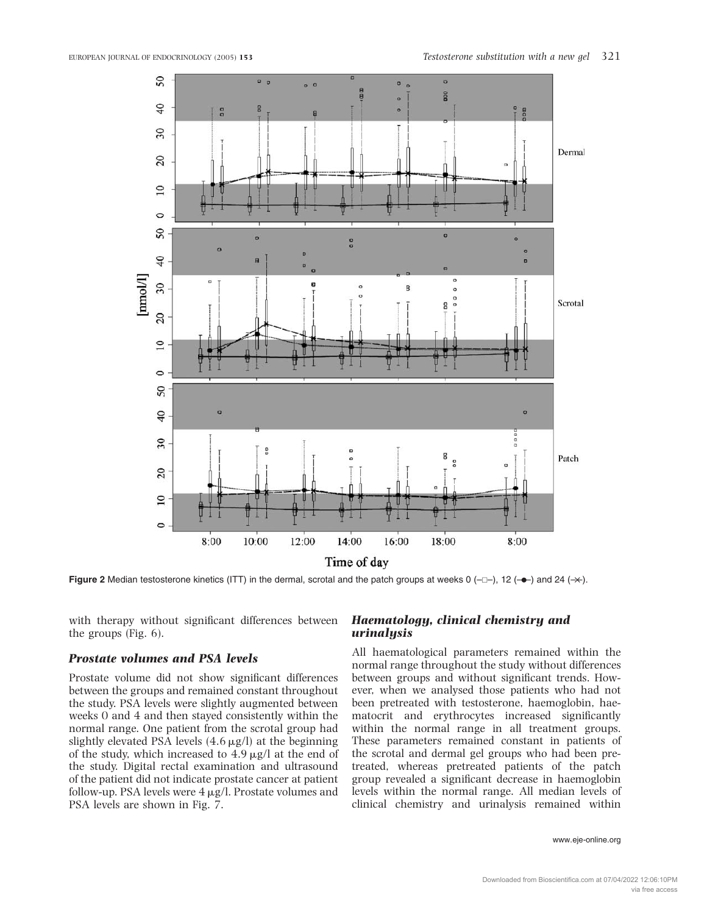Figure 2 Median testosterone kinetics (ITT) in the dermal, scrotal and the patch groups at weeks 0 (–□–), 12 (–●–) and 24 (–×–).

with therapy without significant differences between the groups (Fig. 6).

### *Prostate volumes and PSA levels*

Prostate volume did not show significant differences between the groups and remained constant throughout the study. PSA levels were slightly augmented between weeks 0 and 4 and then stayed consistently within the normal range. One patient from the scrotal group had slightly elevated PSA levels (4.6 μg/l) at the beginning of the study, which increased to 4.9 μg/l at the end of the study. Digital rectal examination and ultrasound of the patient did not indicate prostate cancer at patient follow-up. PSA levels were 4 μg/l. Prostate volumes and PSA levels are shown in Fig. 7.

### *Haematology, clinical chemistry and urinalysis*

All haematological parameters remained within the normal range throughout the study without differences between groups and without significant trends. However, when we analysed those patients who had not been pretreated with testosterone, haemoglobin, haematocrit and erythrocytes increased significantly within the normal range in all treatment groups. These parameters remained constant in patients of the scrotal and dermal gel groups who had been pretreated, whereas pretreated patients of the patch group revealed a significant decrease in haemoglobin levels within the normal range. All median levels of clinical chemistry and urinalysis remained within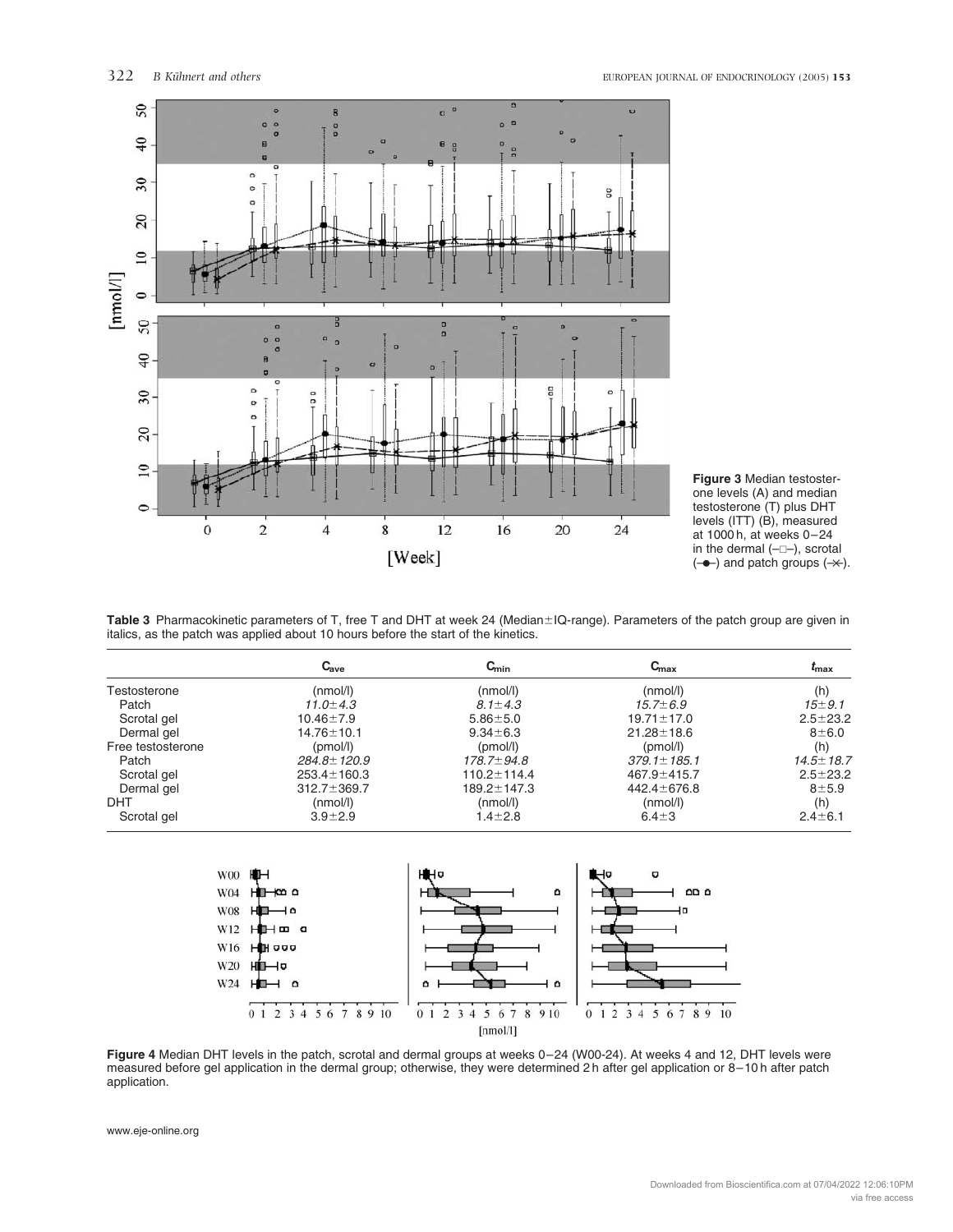**Figure 3** Median testosterone levels (A) and median testosterone (T) plus DHT levels (ITT) (B), measured at 1000 h, at weeks 0–24 in the dermal (–□–), scrotal (–●–) and patch groups (–×–).

**Table 3** Pharmacokinetic parameters of T, free T and DHT at week 24 (Median±IQ-range). Parameters of the patch group are given in italics, as the patch was applied about 10 hours before the start of the kinetics.

| | $C_{ave}$ | $C_{min}$ | $C_{max}$ | $t_{max}$ |
|---|---|---|---|---|
| Testosterone | (nmol/l) | (nmol/l) | (nmol/l) | (h) |
| Patch | *11.0±4.3* | *8.1±4.3* | *15.7±6.9* | *15±9.1* |
| Scrotal gel | 10.46±7.9 | 5.86±5.0 | 19.71±17.0 | 2.5±23.2 |
| Dermal gel | 14.76±10.1 | 9.34±6.3 | 21.28±18.6 | 8±6.0 |
| Free testosterone | (pmol/l) | (pmol/l) | (pmol/l) | (h) |
| Patch | *284.8±120.9* | *178.7±94.8* | *379.1±185.1* | *14.5±18.7* |
| Scrotal gel | 253.4±160.3 | 110.2±114.4 | 467.9±415.7 | 2.5±23.2 |
| Dermal gel | 312.7±369.7 | 189.2±147.3 | 442.4±676.8 | 8±5.9 |
| DHT | (nmol/l) | (nmol/l) | (nmol/l) | (h) |
| Scrotal gel | 3.9±2.9 | 1.4±2.8 | 6.4±3 | 2.4±6.1 |

**Figure 4** Median DHT levels in the patch, scrotal and dermal groups at weeks 0–24 (W00-24). At weeks 4 and 12, DHT levels were measured before gel application in the dermal group; otherwise, they were determined 2 h after gel application or 8–10 h after patch application.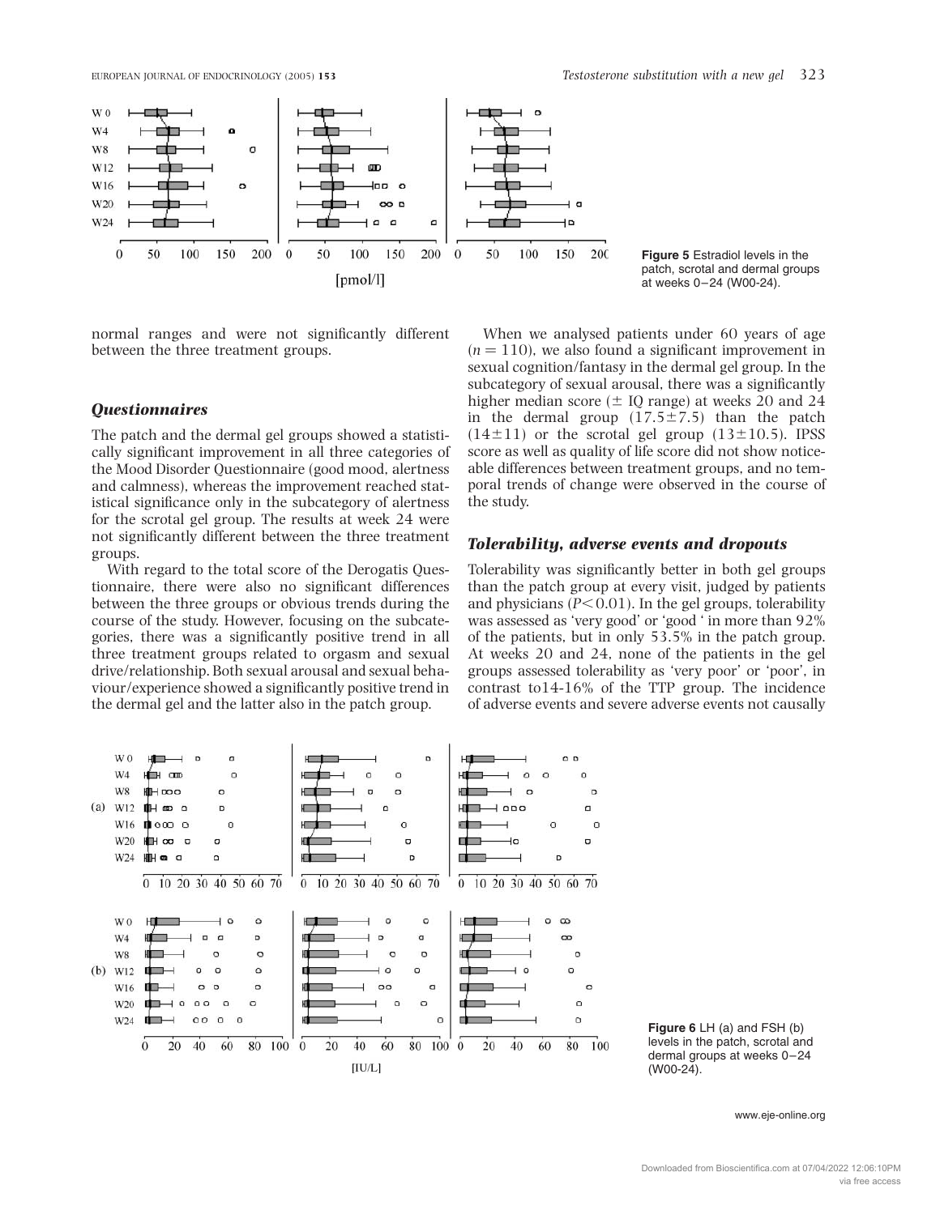Figure 5 Estradiol levels in the patch, scrotal and dermal groups at weeks 0–24 (W00-24).

normal ranges and were not significantly different between the three treatment groups.

### Questionnaires

The patch and the dermal gel groups showed a statistically significant improvement in all three categories of the Mood Disorder Questionnaire (good mood, alertness and calmness), whereas the improvement reached statistical significance only in the subcategory of alertness for the scrotal gel group. The results at week 24 were not significantly different between the three treatment groups.

With regard to the total score of the Derogatis Questionnaire, there were also no significant differences between the three groups or obvious trends during the course of the study. However, focusing on the subcategories, there was a significantly positive trend in all three treatment groups related to orgasm and sexual drive/relationship. Both sexual arousal and sexual behaviour/experience showed a significantly positive trend in the dermal gel and the latter also in the patch group.

When we analysed patients under 60 years of age ($n = 110$), we also found a significant improvement in sexual cognition/fantasy in the dermal gel group. In the subcategory of sexual arousal, there was a significantly higher median score (± IQ range) at weeks 20 and 24 in the dermal group ($17.5 \pm 7.5$) than the patch ($14 \pm 11$) or the scrotal gel group ($13 \pm 10.5$). IPSS score as well as quality of life score did not show noticeable differences between treatment groups, and no temporal trends of change were observed in the course of the study.

### Tolerability, adverse events and dropouts

Tolerability was significantly better in both gel groups than the patch group at every visit, judged by patients and physicians ($P < 0.01$). In the gel groups, tolerability was assessed as 'very good' or 'good ' in more than 92% of the patients, but in only 53.5% in the patch group. At weeks 20 and 24, none of the patients in the gel groups assessed tolerability as 'very poor' or 'poor', in contrast to14-16% of the TTP group. The incidence of adverse events and severe adverse events not causally

Figure 6 LH (a) and FSH (b) levels in the patch, scrotal and dermal groups at weeks 0–24 (W00-24).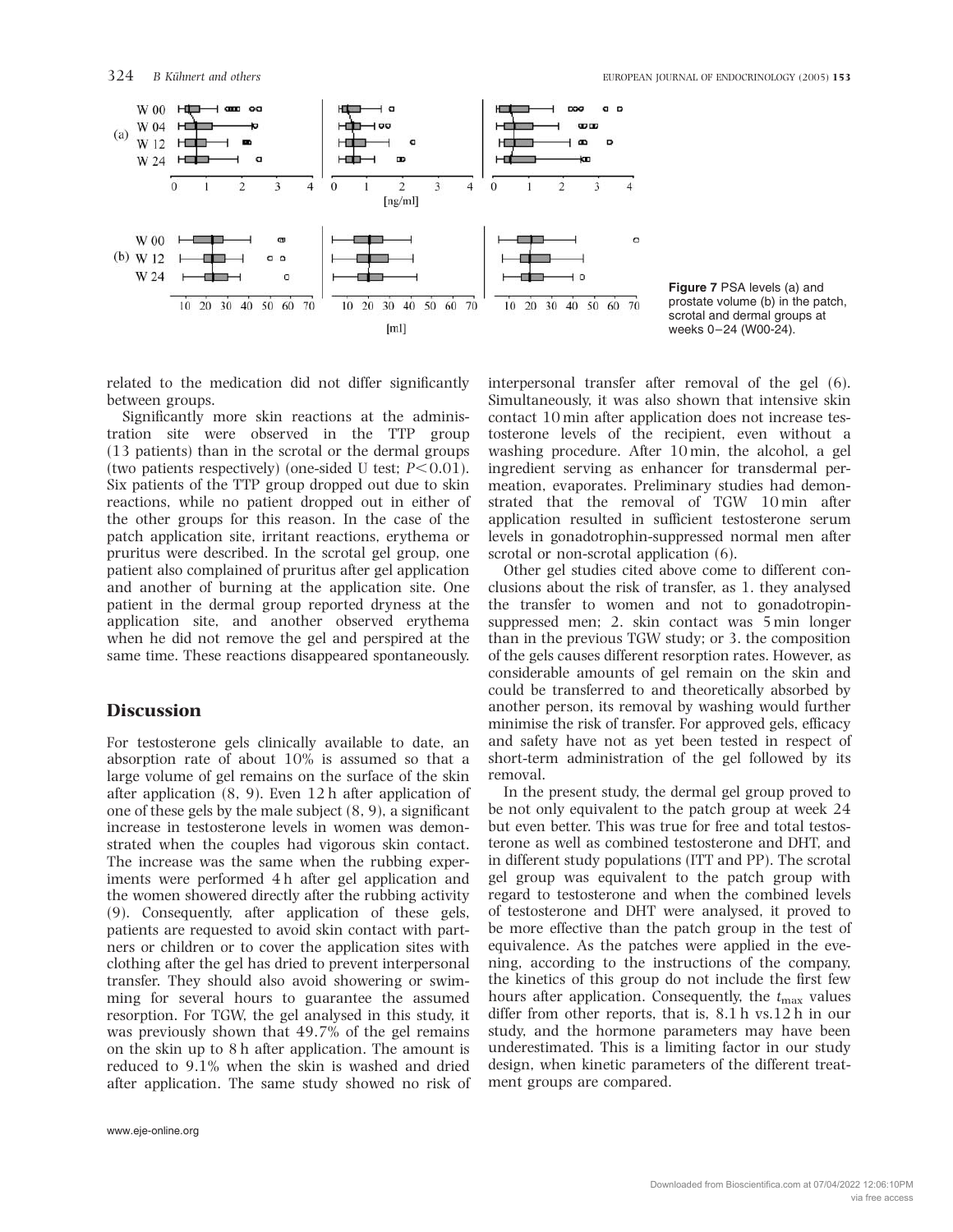**Figure 7** PSA levels (a) and prostate volume (b) in the patch, scrotal and dermal groups at weeks 0–24 (W00-24).

related to the medication did not differ significantly between groups.

Significantly more skin reactions at the administration site were observed in the TTP group (13 patients) than in the scrotal or the dermal groups (two patients respectively) (one-sided U test; $P<0.01$). Six patients of the TTP group dropped out due to skin reactions, while no patient dropped out in either of the other groups for this reason. In the case of the patch application site, irritant reactions, erythema or pruritus were described. In the scrotal gel group, one patient also complained of pruritus after gel application and another of burning at the application site. One patient in the dermal group reported dryness at the application site, and another observed erythema when he did not remove the gel and perspired at the same time. These reactions disappeared spontaneously.

## Discussion

For testosterone gels clinically available to date, an absorption rate of about 10% is assumed so that a large volume of gel remains on the surface of the skin after application (8, 9). Even 12 h after application of one of these gels by the male subject (8, 9), a significant increase in testosterone levels in women was demonstrated when the couples had vigorous skin contact. The increase was the same when the rubbing experiments were performed 4 h after gel application and the women showered directly after the rubbing activity (9). Consequently, after application of these gels, patients are requested to avoid skin contact with partners or children or to cover the application sites with clothing after the gel has dried to prevent interpersonal transfer. They should also avoid showering or swimming for several hours to guarantee the assumed resorption. For TGW, the gel analysed in this study, it was previously shown that 49.7% of the gel remains on the skin up to 8 h after application. The amount is reduced to 9.1% when the skin is washed and dried after application. The same study showed no risk of interpersonal transfer after removal of the gel (6). Simultaneously, it was also shown that intensive skin contact 10 min after application does not increase testosterone levels of the recipient, even without a washing procedure. After 10 min, the alcohol, a gel ingredient serving as enhancer for transdermal permeation, evaporates. Preliminary studies had demonstrated that the removal of TGW 10 min after application resulted in sufficient testosterone serum levels in gonadotrophin-suppressed normal men after scrotal or non-scrotal application (6).

Other gel studies cited above come to different conclusions about the risk of transfer, as 1. they analysed the transfer to women and not to gonadotropin-suppressed men; 2. skin contact was 5 min longer than in the previous TGW study; or 3. the composition of the gels causes different resorption rates. However, as considerable amounts of gel remain on the skin and could be transferred to and theoretically absorbed by another person, its removal by washing would further minimise the risk of transfer. For approved gels, efficacy and safety have not as yet been tested in respect of short-term administration of the gel followed by its removal.

In the present study, the dermal gel group proved to be not only equivalent to the patch group at week 24 but even better. This was true for free and total testosterone as well as combined testosterone and DHT, and in different study populations (ITT and PP). The scrotal gel group was equivalent to the patch group with regard to testosterone and when the combined levels of testosterone and DHT were analysed, it proved to be more effective than the patch group in the test of equivalence. As the patches were applied in the evening, according to the instructions of the company, the kinetics of this group do not include the first few hours after application. Consequently, the $t_{max}$ values differ from other reports, that is, 8.1 h vs.12 h in our study, and the hormone parameters may have been underestimated. This is a limiting factor in our study design, when kinetic parameters of the different treatment groups are compared.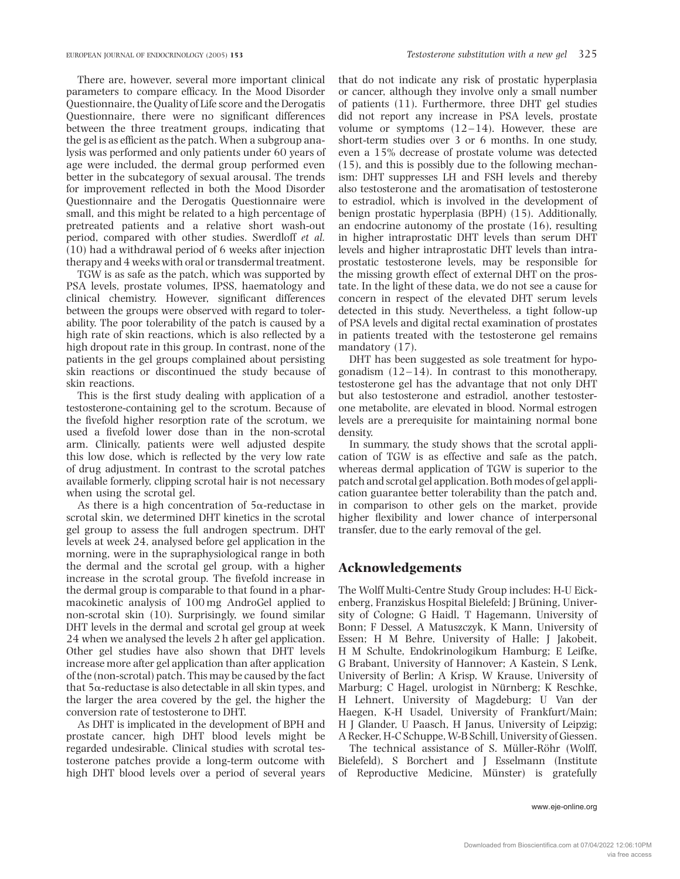There are, however, several more important clinical parameters to compare efficacy. In the Mood Disorder Questionnaire, the Quality of Life score and the Derogatis Questionnaire, there were no significant differences between the three treatment groups, indicating that the gel is as efficient as the patch. When a subgroup analysis was performed and only patients under 60 years of age were included, the dermal group performed even better in the subcategory of sexual arousal. The trends for improvement reflected in both the Mood Disorder Questionnaire and the Derogatis Questionnaire were small, and this might be related to a high percentage of pretreated patients and a relative short wash-out period, compared with other studies. Swerdloff *et al.* (10) had a withdrawal period of 6 weeks after injection therapy and 4 weeks with oral or transdermal treatment.

TGW is as safe as the patch, which was supported by PSA levels, prostate volumes, IPSS, haematology and clinical chemistry. However, significant differences between the groups were observed with regard to tolerability. The poor tolerability of the patch is caused by a high rate of skin reactions, which is also reflected by a high dropout rate in this group. In contrast, none of the patients in the gel groups complained about persisting skin reactions or discontinued the study because of skin reactions.

This is the first study dealing with application of a testosterone-containing gel to the scrotum. Because of the fivefold higher resorption rate of the scrotum, we used a fivefold lower dose than in the non-scrotal arm. Clinically, patients were well adjusted despite this low dose, which is reflected by the very low rate of drug adjustment. In contrast to the scrotal patches available formerly, clipping scrotal hair is not necessary when using the scrotal gel.

As there is a high concentration of 5α-reductase in scrotal skin, we determined DHT kinetics in the scrotal gel group to assess the full androgen spectrum. DHT levels at week 24, analysed before gel application in the morning, were in the supraphysiological range in both the dermal and the scrotal gel group, with a higher increase in the scrotal group. The fivefold increase in the dermal group is comparable to that found in a pharmacokinetic analysis of 100 mg AndroGel applied to non-scrotal skin (10). Surprisingly, we found similar DHT levels in the dermal and scrotal gel group at week 24 when we analysed the levels 2 h after gel application. Other gel studies have also shown that DHT levels increase more after gel application than after application of the (non-scrotal) patch. This may be caused by the fact that 5α-reductase is also detectable in all skin types, and the larger the area covered by the gel, the higher the conversion rate of testosterone to DHT.

As DHT is implicated in the development of BPH and prostate cancer, high DHT blood levels might be regarded undesirable. Clinical studies with scrotal testosterone patches provide a long-term outcome with high DHT blood levels over a period of several years that do not indicate any risk of prostatic hyperplasia or cancer, although they involve only a small number of patients (11). Furthermore, three DHT gel studies did not report any increase in PSA levels, prostate volume or symptoms (12–14). However, these are short-term studies over 3 or 6 months. In one study, even a 15% decrease of prostate volume was detected (15), and this is possibly due to the following mechanism: DHT suppresses LH and FSH levels and thereby also testosterone and the aromatisation of testosterone to estradiol, which is involved in the development of benign prostatic hyperplasia (BPH) (15). Additionally, an endocrine autonomy of the prostate (16), resulting in higher intraprostatic DHT levels than serum DHT levels and higher intraprostatic DHT levels than intraprostatic testosterone levels, may be responsible for the missing growth effect of external DHT on the prostate. In the light of these data, we do not see a cause for concern in respect of the elevated DHT serum levels detected in this study. Nevertheless, a tight follow-up of PSA levels and digital rectal examination of prostates in patients treated with the testosterone gel remains mandatory (17).

DHT has been suggested as sole treatment for hypogonadism (12–14). In contrast to this monotherapy, testosterone gel has the advantage that not only DHT but also testosterone and estradiol, another testosterone metabolite, are elevated in blood. Normal estrogen levels are a prerequisite for maintaining normal bone density.

In summary, the study shows that the scrotal application of TGW is as effective and safe as the patch, whereas dermal application of TGW is superior to the patch and scrotal gel application. Both modes of gel application guarantee better tolerability than the patch and, in comparison to other gels on the market, provide higher flexibility and lower chance of interpersonal transfer, due to the early removal of the gel.

## Acknowledgements

The Wolff Multi-Centre Study Group includes: H-U Eickenberg, Franziskus Hospital Bielefeld; J Brüning, University of Cologne; G Haidl, T Hagemann, University of Bonn; F Dessel, A Matuszczyk, K Mann, University of Essen; H M Behre, University of Halle; J Jakobeit, H M Schulte, Endokrinologikum Hamburg; E Leifke, G Brabant, University of Hannover; A Kastein, S Lenk, University of Berlin; A Krisp, W Krause, University of Marburg; C Hagel, urologist in Nürnberg; K Reschke, H Lehnert, University of Magdeburg; U Van der Haegen, K-H Usadel, University of Frankfurt/Main; H J Glander, U Paasch, H Janus, University of Leipzig; A Recker, H-C Schuppe, W-B Schill, University of Giessen.

The technical assistance of S. Müller-Röhr (Wolff, Bielefeld), S Borchert and J Esselmann (Institute of Reproductive Medicine, Münster) is gratefully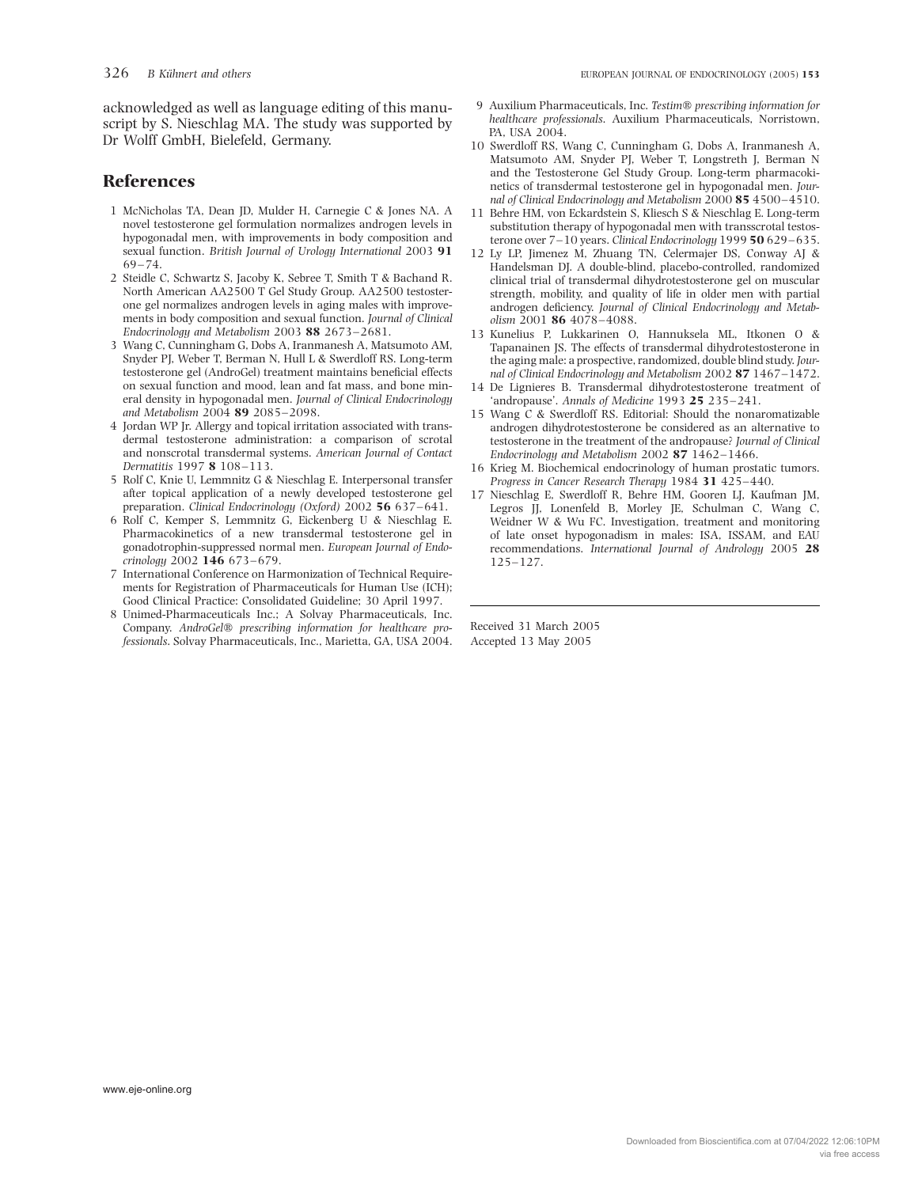acknowledged as well as language editing of this manuscript by S. Nieschlag MA. The study was supported by Dr Wolff GmbH, Bielefeld, Germany.

## References

1 McNicholas TA, Dean JD, Mulder H, Carnegie C & Jones NA. A novel testosterone gel formulation normalizes androgen levels in hypogonadal men, with improvements in body composition and sexual function. *British Journal of Urology International* 2003 **91** 69–74.

2 Steidle C, Schwartz S, Jacoby K, Sebree T, Smith T & Bachand R. North American AA2500 T Gel Study Group. AA2500 testosterone gel normalizes androgen levels in aging males with improvements in body composition and sexual function. *Journal of Clinical Endocrinology and Metabolism* 2003 **88** 2673–2681.

3 Wang C, Cunningham G, Dobs A, Iranmanesh A, Matsumoto AM, Snyder PJ, Weber T, Berman N, Hull L & Swerdloff RS. Long-term testosterone gel (AndroGel) treatment maintains beneficial effects on sexual function and mood, lean and fat mass, and bone mineral density in hypogonadal men. *Journal of Clinical Endocrinology and Metabolism* 2004 **89** 2085–2098.

4 Jordan WP Jr. Allergy and topical irritation associated with transdermal testosterone administration: a comparison of scrotal and nonscrotal transdermal systems. *American Journal of Contact Dermatitis* 1997 **8** 108–113.

5 Rolf C, Knie U, Lemmnitz G & Nieschlag E. Interpersonal transfer after topical application of a newly developed testosterone gel preparation. *Clinical Endocrinology (Oxford)* 2002 **56** 637–641.

6 Rolf C, Kemper S, Lemmnitz G, Eickenberg U & Nieschlag E. Pharmacokinetics of a new transdermal testosterone gel in gonadotrophin-suppressed normal men. *European Journal of Endocrinology* 2002 **146** 673–679.

7 International Conference on Harmonization of Technical Requirements for Registration of Pharmaceuticals for Human Use (ICH); Good Clinical Practice: Consolidated Guideline; 30 April 1997.

8 Unimed-Pharmaceuticals Inc.; A Solvay Pharmaceuticals, Inc. Company. *AndroGel® prescribing information for healthcare professionals*. Solvay Pharmaceuticals, Inc., Marietta, GA, USA 2004.

9 Auxilium Pharmaceuticals, Inc. *Testim® prescribing information for healthcare professionals*. Auxilium Pharmaceuticals, Norristown, PA, USA 2004.

10 Swerdloff RS, Wang C, Cunningham G, Dobs A, Iranmanesh A, Matsumoto AM, Snyder PJ, Weber T, Longstreth J, Berman N and the Testosterone Gel Study Group. Long-term pharmacokinetics of transdermal testosterone gel in hypogonadal men. *Journal of Clinical Endocrinology and Metabolism* 2000 **85** 4500–4510.

11 Behre HM, von Eckardstein S, Kliesch S & Nieschlag E. Long-term substitution therapy of hypogonadal men with transscrotal testosterone over 7–10 years. *Clinical Endocrinology* 1999 **50** 629–635.

12 Ly LP, Jimenez M, Zhuang TN, Celermajer DS, Conway AJ & Handelsman DJ. A double-blind, placebo-controlled, randomized clinical trial of transdermal dihydrotestosterone gel on muscular strength, mobility, and quality of life in older men with partial androgen deficiency. *Journal of Clinical Endocrinology and Metabolism* 2001 **86** 4078–4088.

13 Kunelius P, Lukkarinen O, Hannuksela ML, Itkonen O & Tapanainen JS. The effects of transdermal dihydrotestosterone in the aging male: a prospective, randomized, double blind study. *Journal of Clinical Endocrinology and Metabolism* 2002 **87** 1467–1472.

14 De Lignieres B. Transdermal dihydrotestosterone treatment of 'andropause'. *Annals of Medicine* 1993 **25** 235–241.

15 Wang C & Swerdloff RS. Editorial: Should the nonaromatizable androgen dihydrotestosterone be considered as an alternative to testosterone in the treatment of the andropause? *Journal of Clinical Endocrinology and Metabolism* 2002 **87** 1462–1466.

16 Krieg M. Biochemical endocrinology of human prostatic tumors. *Progress in Cancer Research Therapy* 1984 **31** 425–440.

17 Nieschlag E, Swerdloff R, Behre HM, Gooren LJ, Kaufman JM, Legros JJ, Lonenfeld B, Morley JE, Schulman C, Wang C, Weidner W & Wu FC. Investigation, treatment and monitoring of late onset hypogonadism in males: ISA, ISSAM, and EAU recommendations. *International Journal of Andrology* 2005 **28** 125–127.

Received 31 March 2005
Accepted 13 May 2005